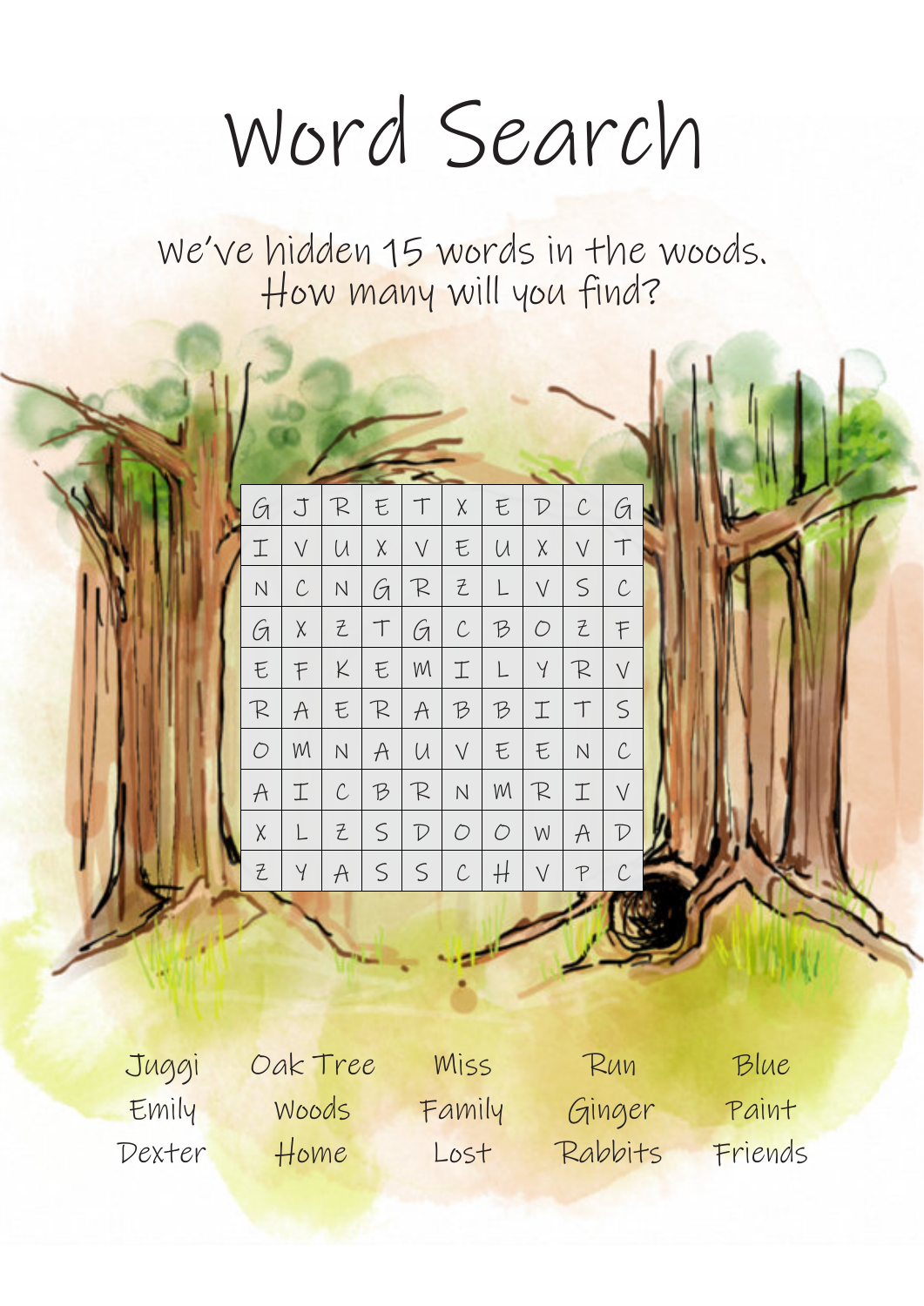# Word Search

We've hidden 15 words in the woods.
How many will you find?

| | | | | | | | | | |
|---|---|---|---|---|---|---|---|---|---|
| G | J | R | E | T | X | E | D | C | G |
| I | V | U | X | V | E | U | X | V | T |
| N | C | N | G | R | Z | L | V | S | C |
| G | X | Z | T | G | C | B | O | Z | F |
| E | F | K | E | M | I | L | Y | R | V |
| R | A | E | R | A | B | B | I | T | S |
| O | M | N | A | U | V | E | E | N | C |
| A | I | C | B | R | N | M | R | I | V |
| X | L | Z | S | D | O | O | W | A | D |
| Z | Y | A | S | S | C | H | V | P | C |

| | | | | |
|---|---|---|---|---|
| Juggi | Oak Tree | Miss | Run | Blue |
| Emily | Woods | Family | Ginger | Paint |
| Dexter | Home | Lost | Rabbits | Friends |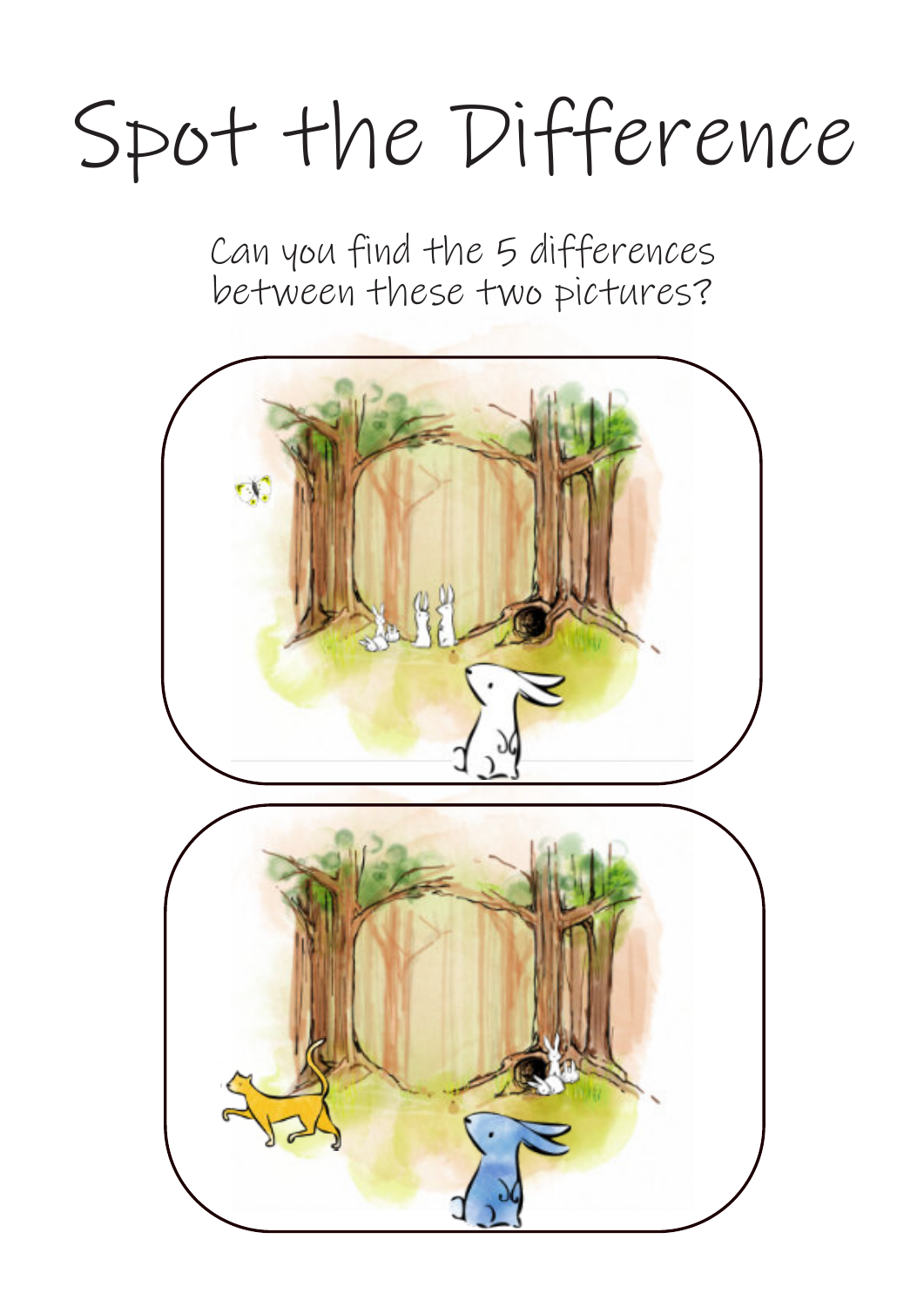# Spot the Difference

Can you find the 5 differences between these two pictures?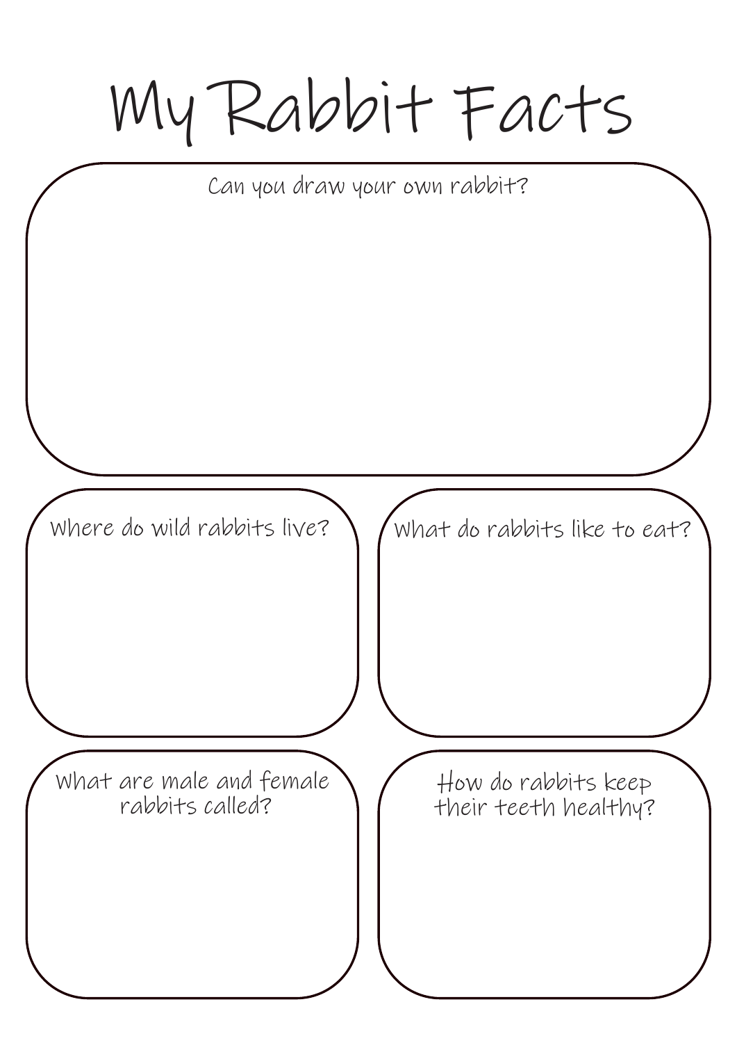# My Rabbit Facts

Can you draw your own rabbit?

Where do wild rabbits live?

What do rabbits like to eat?

What are male and female rabbits called?

How do rabbits keep their teeth healthy?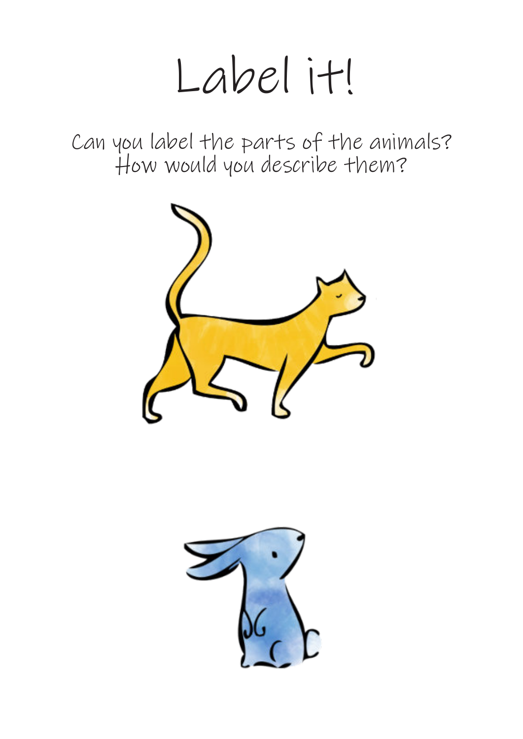# Label it!

Can you label the parts of the animals?
How would you describe them?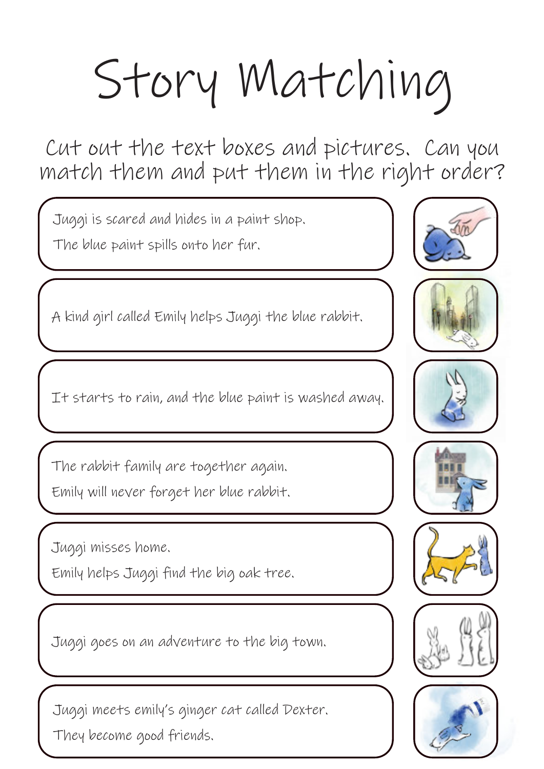# Story Matching

Cut out the text boxes and pictures. Can you match them and put them in the right order?

Juggi is scared and hides in a paint shop.
The blue paint spills onto her fur.

A kind girl called Emily helps Juggi the blue rabbit.

It starts to rain, and the blue paint is washed away.

The rabbit family are together again.
Emily will never forget her blue rabbit.

Juggi misses home.
Emily helps Juggi find the big oak tree.

Juggi goes on an adventure to the big town.

Juggi meets emily's ginger cat called Dexter.
They become good friends.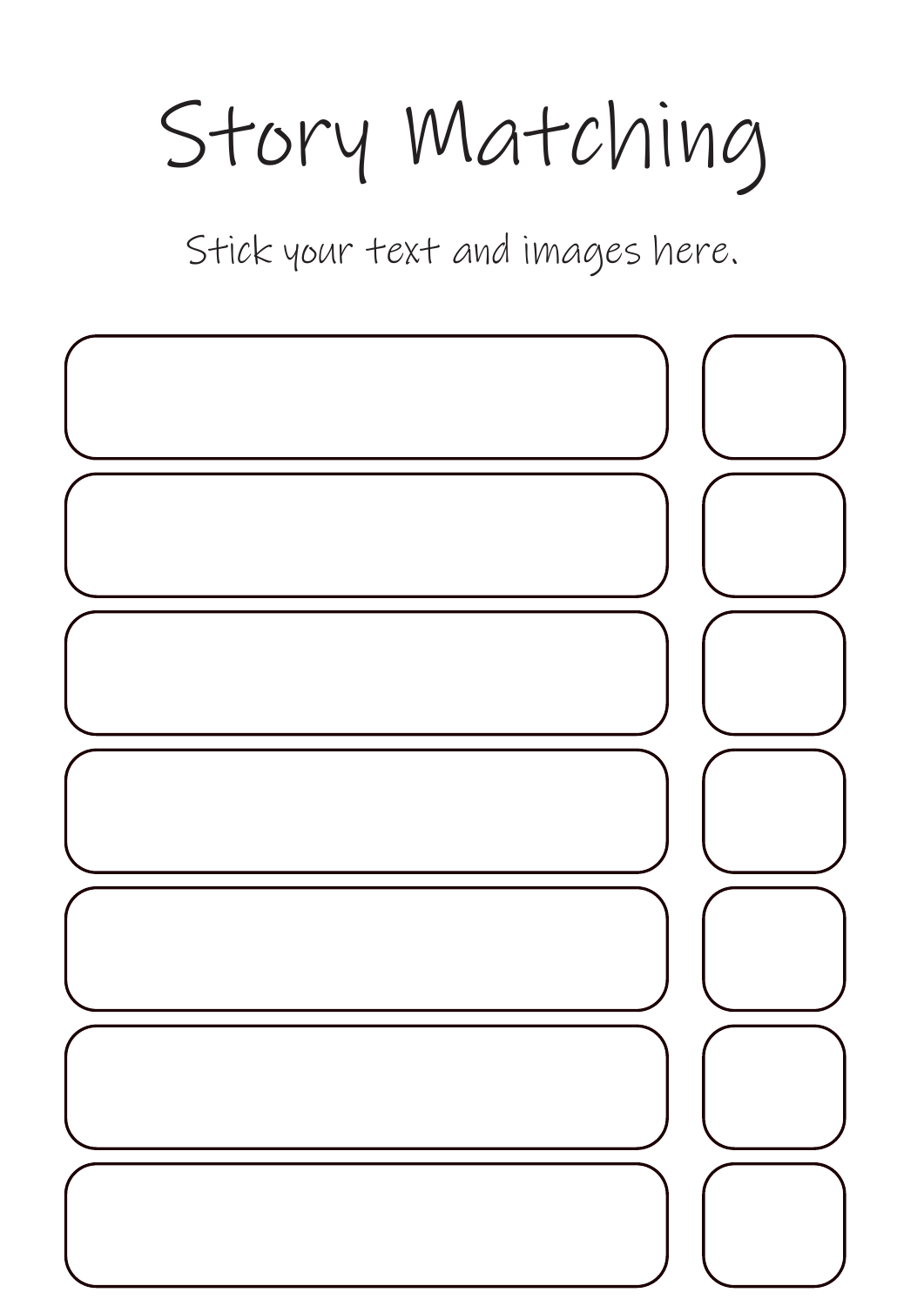# Story Matching

Stick your text and images here.